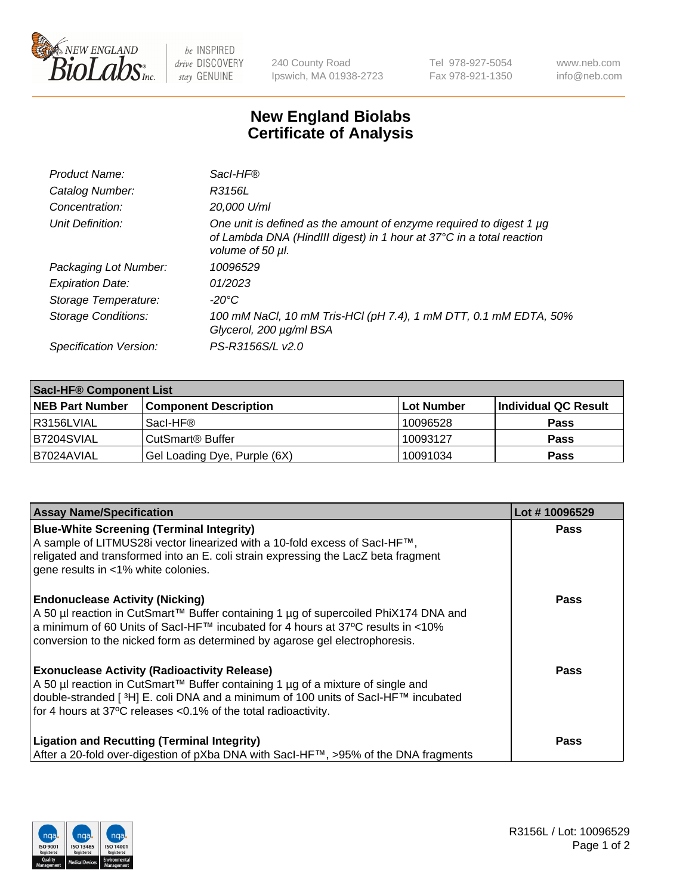NEW ENGLAND BioLabs Inc. | be INSPIRED drive DISCOVERY stay GENUINE | 240 County Road Ipswich, MA 01938-2723 | Tel 978-927-5054 Fax 978-921-1350 | www.neb.com info@neb.com

# New England Biolabs Certificate of Analysis

| | |
|---|---|
| *Product Name:* | *SacI-HF®* |
| *Catalog Number:* | *R3156L* |
| *Concentration:* | *20,000 U/ml* |
| *Unit Definition:* | *One unit is defined as the amount of enzyme required to digest 1 µg of Lambda DNA (HindIII digest) in 1 hour at 37°C in a total reaction volume of 50 µl.* |
| *Packaging Lot Number:* | *10096529* |
| *Expiration Date:* | *01/2023* |
| *Storage Temperature:* | *-20°C* |
| *Storage Conditions:* | *100 mM NaCl, 10 mM Tris-HCl (pH 7.4), 1 mM DTT, 0.1 mM EDTA, 50% Glycerol, 200 µg/ml BSA* |
| *Specification Version:* | *PS-R3156S/L v2.0* |

| SacI-HF® Component List | | | |
|---|---|---|---|
| **NEB Part Number** | **Component Description** | **Lot Number** | **Individual QC Result** |
| R3156LVIAL | SacI-HF® | 10096528 | **Pass** |
| B7204SVIAL | CutSmart® Buffer | 10093127 | **Pass** |
| B7024AVIAL | Gel Loading Dye, Purple (6X) | 10091034 | **Pass** |

| Assay Name/Specification | Lot # 10096529 |
|---|---|
| **Blue-White Screening (Terminal Integrity)** A sample of LITMUS28i vector linearized with a 10-fold excess of SacI-HF™, religated and transformed into an E. coli strain expressing the LacZ beta fragment gene results in <1% white colonies. | **Pass** |
| **Endonuclease Activity (Nicking)** A 50 µl reaction in CutSmart™ Buffer containing 1 µg of supercoiled PhiX174 DNA and a minimum of 60 Units of SacI-HF™ incubated for 4 hours at 37ºC results in <10% conversion to the nicked form as determined by agarose gel electrophoresis. | **Pass** |
| **Exonuclease Activity (Radioactivity Release)** A 50 µl reaction in CutSmart™ Buffer containing 1 µg of a mixture of single and double-stranded [$^3$H] E. coli DNA and a minimum of 100 units of SacI-HF™ incubated for 4 hours at 37ºC releases <0.1% of the total radioactivity. | **Pass** |
| **Ligation and Recutting (Terminal Integrity)** After a 20-fold over-digestion of pXba DNA with SacI-HF™, >95% of the DNA fragments | **Pass** |

ISO 9001 Registered Quality Management | ISO 13485 Registered Medical Devices | ISO 14001 Registered Environmental Management

R3156L / Lot: 10096529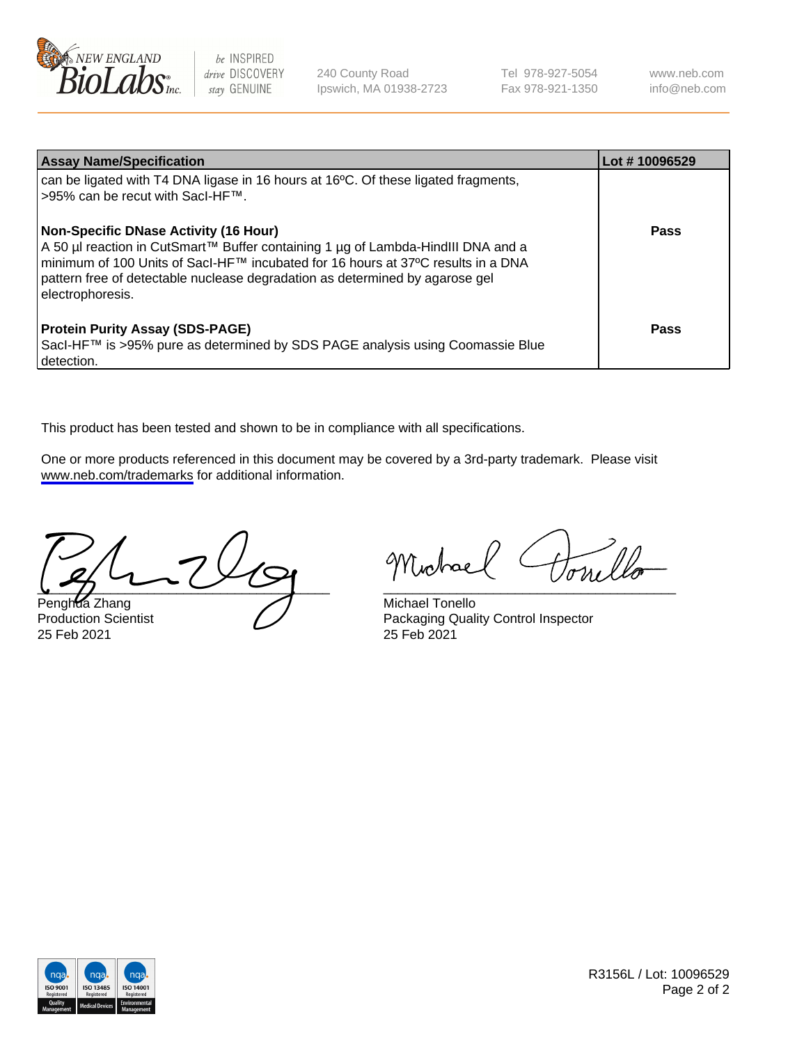| Assay Name/Specification | Lot # 10096529 |
|---|---|
| can be ligated with T4 DNA ligase in 16 hours at 16ºC. Of these ligated fragments, >95% can be recut with SacI-HF™. | |
| **Non-Specific DNase Activity (16 Hour)**<br>A 50 µl reaction in CutSmart™ Buffer containing 1 µg of Lambda-HindIII DNA and a minimum of 100 Units of SacI-HF™ incubated for 16 hours at 37ºC results in a DNA pattern free of detectable nuclease degradation as determined by agarose gel electrophoresis. | **Pass** |
| **Protein Purity Assay (SDS-PAGE)**<br>SacI-HF™ is >95% pure as determined by SDS PAGE analysis using Coomassie Blue detection. | **Pass** |

This product has been tested and shown to be in compliance with all specifications.

One or more products referenced in this document may be covered by a 3rd-party trademark. Please visit www.neb.com/trademarks for additional information.

Penghua Zhang
Production Scientist
25 Feb 2021

Michael Tonello
Packaging Quality Control Inspector
25 Feb 2021

R3156L / Lot: 10096529